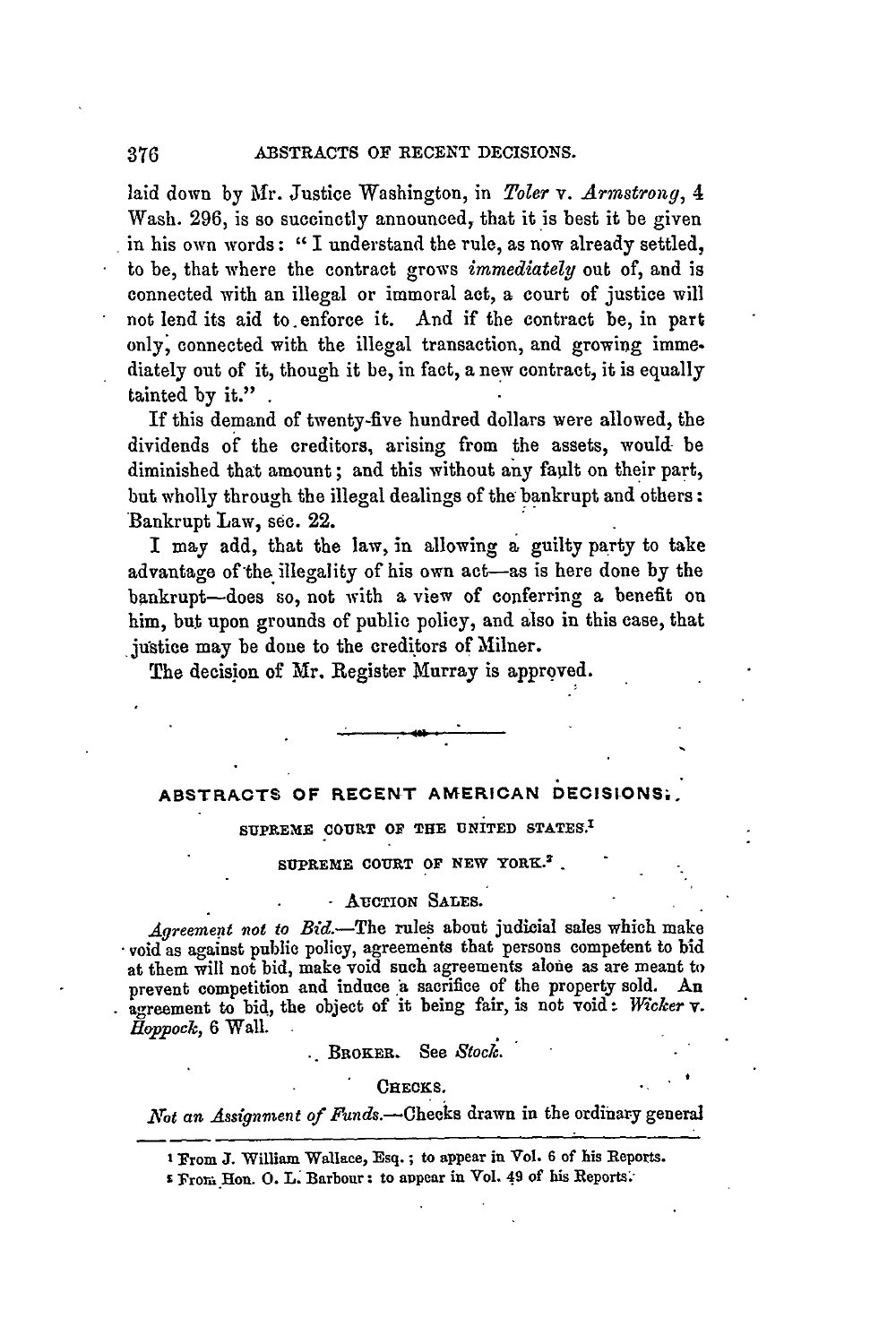laid down by Mr. Justice Washington, in *Toler* v. *Armstrong*, 4 Wash. 296, is so succinctly announced, that it is best it be given in his own words: "I understand the rule, as now already settled, to be, that where the contract grows *immediately* out of, and is connected with an illegal or immoral act, a court of justice will not lend its aid to enforce it. And if the contract be, in part only, connected with the illegal transaction, and growing immediately out of it, though it be, in fact, a new contract, it is equally tainted by it."

If this demand of twenty-five hundred dollars were allowed, the dividends of the creditors, arising from the assets, would be diminished that amount; and this without any fault on their part, but wholly through the illegal dealings of the bankrupt and others: Bankrupt Law, sec. 22.

I may add, that the law, in allowing a guilty party to take advantage of the illegality of his own act—as is here done by the bankrupt—does so, not with a view of conferring a benefit on him, but upon grounds of public policy, and also in this case, that justice may be done to the creditors of Milner.

The decision of Mr. Register Murray is approved.

---

## ABSTRACTS OF RECENT AMERICAN DECISIONS.

### SUPREME COURT OF THE UNITED STATES.[1]

### SUPREME COURT OF NEW YORK.[2]

#### AUCTION SALES.

*Agreement not to Bid.*—The rules about judicial sales which make void as against public policy, agreements that persons competent to bid at them will not bid, make void such agreements alone as are meant to prevent competition and induce a sacrifice of the property sold. An agreement to bid, the object of it being fair, is not void: *Wicker* v. *Hoppock*, 6 Wall.

#### BROKER. See *Stock*.

#### CHECKS.

*Not an Assignment of Funds.*—Checks drawn in the ordinary general

---

[1] From J. William Wallace, Esq.; to appear in Vol. 6 of his Reports.

[2] From Hon. O. L. Barbour: to appear in Vol. 49 of his Reports.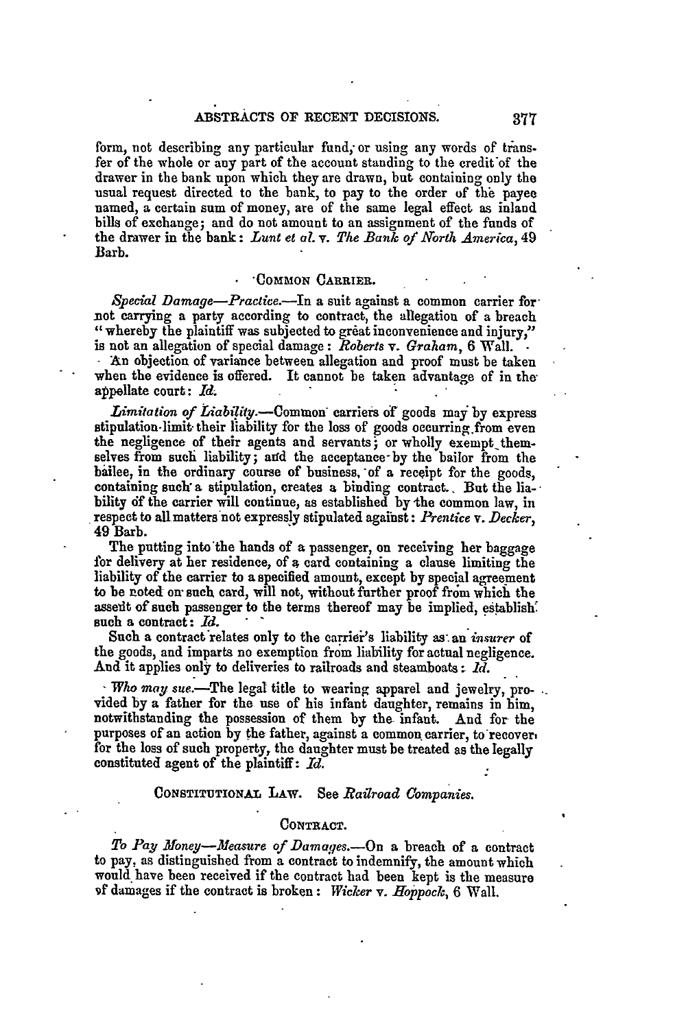form, not describing any particular fund, or using any words of transfer of the whole or any part of the account standing to the credit of the drawer in the bank upon which they are drawn, but containing only the usual request directed to the bank, to pay to the order of the payee named, a certain sum of money, are of the same legal effect as inland bills of exchange; and do not amount to an assignment of the funds of the drawer in the bank: *Lunt et al.* v. *The Bank of North America*, 49 Barb.

### COMMON CARRIER.

*Special Damage—Practice.*—In a suit against a common carrier for not carrying a party according to contract, the allegation of a breach "whereby the plaintiff was subjected to great inconvenience and injury," is not an allegation of special damage: *Roberts* v. *Graham*, 6 Wall.

An objection of variance between allegation and proof must be taken when the evidence is offered. It cannot be taken advantage of in the appellate court: *Id.*

*Limitation of Liability.*—Common carriers of goods may by express stipulation limit their liability for the loss of goods occurring from even the negligence of their agents and servants; or wholly exempt themselves from such liability; and the acceptance by the bailor from the bailee, in the ordinary course of business, of a receipt for the goods, containing such a stipulation, creates a binding contract. But the liability of the carrier will continue, as established by the common law, in respect to all matters not expressly stipulated against: *Prentice* v. *Decker*, 49 Barb.

The putting into the hands of a passenger, on receiving her baggage for delivery at her residence, of a card containing a clause limiting the liability of the carrier to a specified amount, except by special agreement to be noted on such card, will not, without further proof from which the assent of such passenger to the terms thereof may be implied, establish such a contract: *Id.*

Such a contract relates only to the carrier's liability as an *insurer* of the goods, and imparts no exemption from liability for actual negligence. And it applies only to deliveries to railroads and steamboats: *Id.*

*Who may sue.*—The legal title to wearing apparel and jewelry, provided by a father for the use of his infant daughter, remains in him, notwithstanding the possession of them by the infant. And for the purposes of an action by the father, against a common carrier, to recover for the loss of such property, the daughter must be treated as the legally constituted agent of the plaintiff: *Id.*

### CONSTITUTIONAL LAW. See *Railroad Companies.*

### CONTRACT.

*To Pay Money—Measure of Damages.*—On a breach of a contract to pay, as distinguished from a contract to indemnify, the amount which would have been received if the contract had been kept is the measure of damages if the contract is broken: *Wicker* v. *Hoppock*, 6 Wall.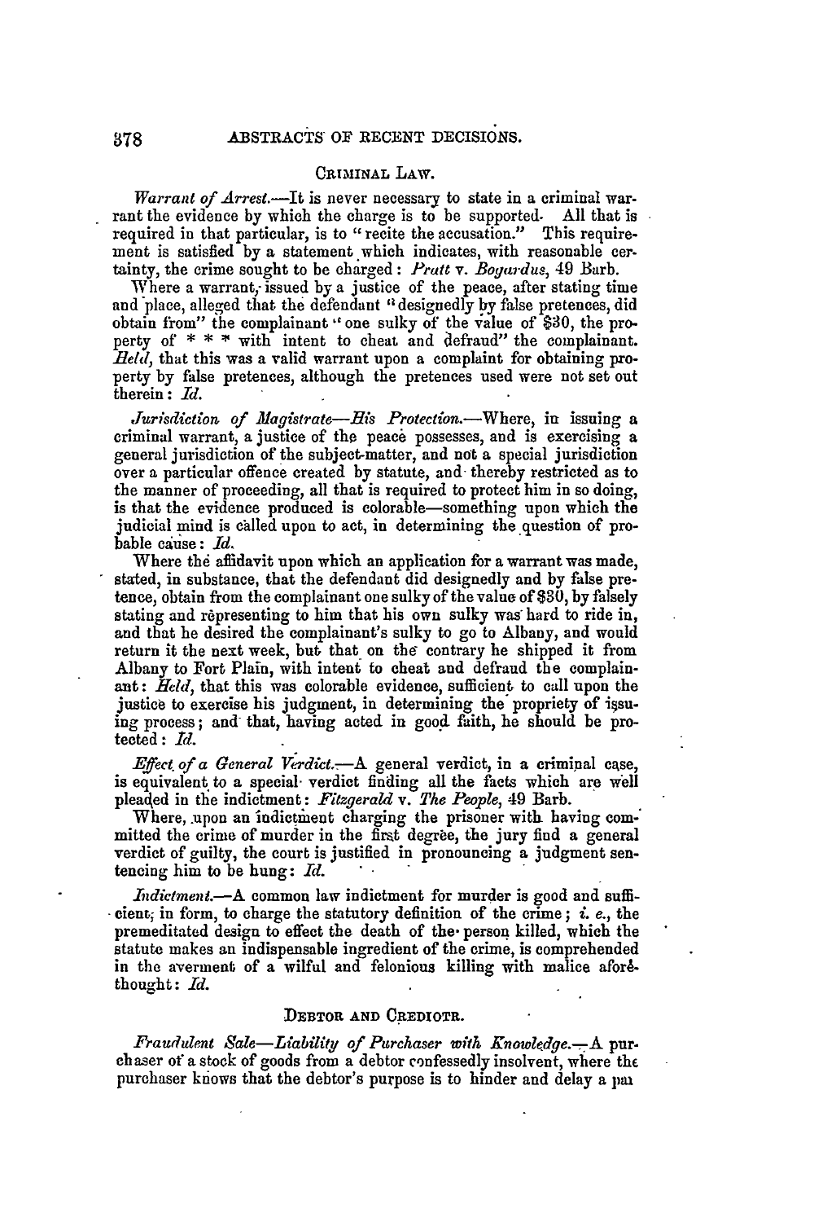## CRIMINAL LAW.

*Warrant of Arrest.*—It is never necessary to state in a criminal warrant the evidence by which the charge is to be supported. All that is required in that particular, is to "recite the accusation." This requirement is satisfied by a statement which indicates, with reasonable certainty, the crime sought to be charged: *Pratt* v. *Bogardus*, 49 Barb.

Where a warrant, issued by a justice of the peace, after stating time and place, alleged that the defendant "designedly by false pretences, did obtain from" the complainant "one sulky of the value of $30, the property of * * * with intent to cheat and defraud" the complainant. *Held*, that this was a valid warrant upon a complaint for obtaining property by false pretences, although the pretences used were not set out therein: *Id.*

*Jurisdiction of Magistrate—His Protection.*—Where, in issuing a criminal warrant, a justice of the peace possesses, and is exercising a general jurisdiction of the subject-matter, and not a special jurisdiction over a particular offence created by statute, and thereby restricted as to the manner of proceeding, all that is required to protect him in so doing, is that the evidence produced is colorable—something upon which the judicial mind is called upon to act, in determining the question of probable cause: *Id.*

Where the affidavit upon which an application for a warrant was made, stated, in substance, that the defendant did designedly and by false pretence, obtain from the complainant one sulky of the value of $30, by falsely stating and representing to him that his own sulky was hard to ride in, and that he desired the complainant's sulky to go to Albany, and would return it the next week, but that on the contrary he shipped it from Albany to Fort Plain, with intent to cheat and defraud the complainant: *Held*, that this was colorable evidence, sufficient to call upon the justice to exercise his judgment, in determining the propriety of issuing process; and that, having acted in good faith, he should be protected: *Id.*

*Effect of a General Verdict.*—A general verdict, in a criminal case, is equivalent to a special verdict finding all the facts which are well pleaded in the indictment: *Fitzgerald* v. *The People*, 49 Barb.

Where, upon an indictment charging the prisoner with having committed the crime of murder in the first degree, the jury find a general verdict of guilty, the court is justified in pronouncing a judgment sentencing him to be hung: *Id.*

*Indictment.*—A common law indictment for murder is good and sufficient, in form, to charge the statutory definition of the crime; *i. e.*, the premeditated design to effect the death of the person killed, which the statute makes an indispensable ingredient of the crime, is comprehended in the averment of a wilful and felonious killing with malice aforethought: *Id.*

## DEBTOR AND CREDIOTR.

*Fraudulent Sale—Liability of Purchaser with Knowledge.*—A purchaser of a stock of goods from a debtor confessedly insolvent, where the purchaser knows that the debtor's purpose is to hinder and delay a pa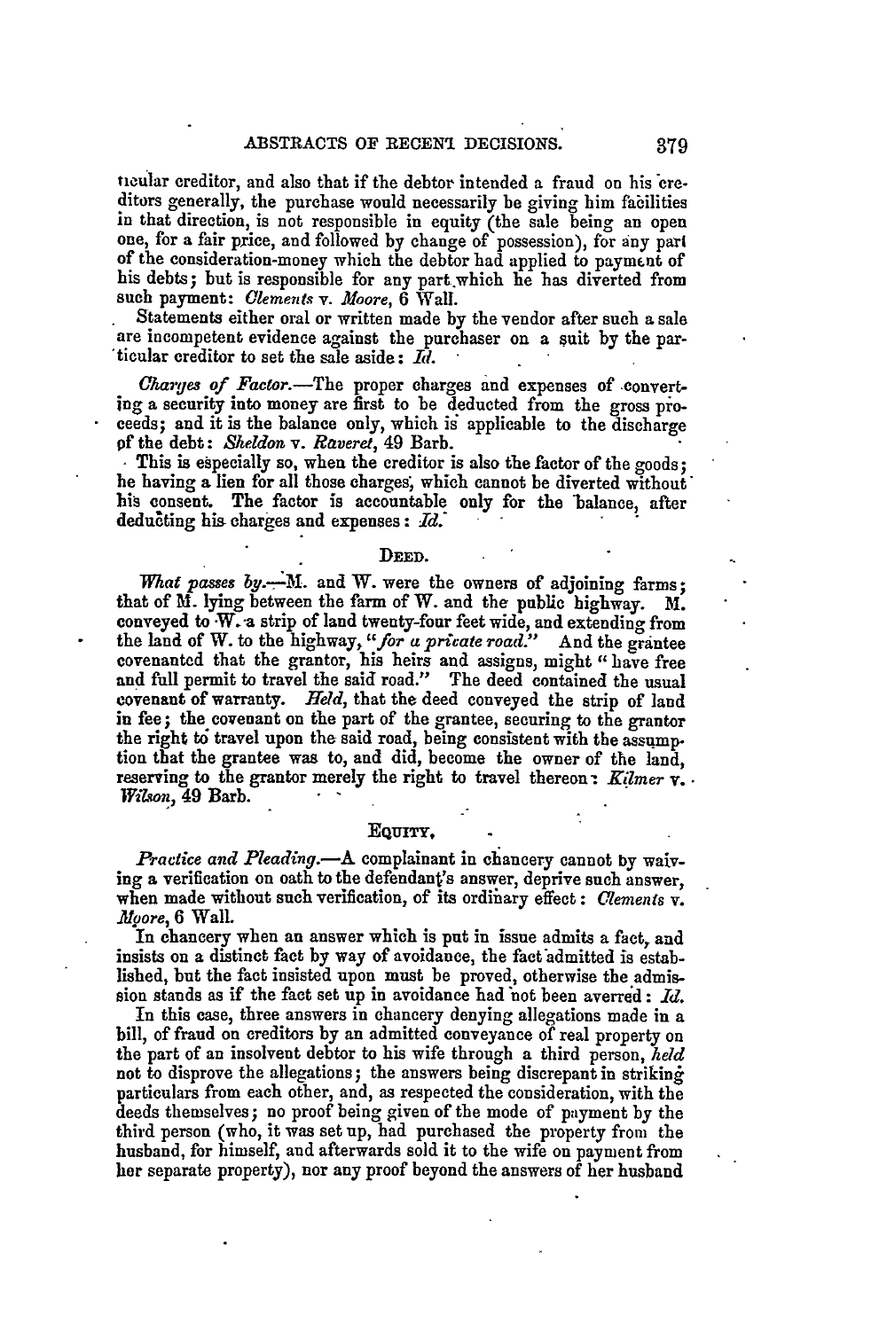ticular creditor, and also that if the debtor intended a fraud on his creditors generally, the purchase would necessarily be giving him facilities in that direction, is not responsible in equity (the sale being an open one, for a fair price, and followed by change of possession), for any part of the consideration-money which the debtor had applied to payment of his debts; but is responsible for any part which he has diverted from such payment: *Clements* v. *Moore*, 6 Wall.

Statements either oral or written made by the vendor after such a sale are incompetent evidence against the purchaser on a suit by the particular creditor to set the sale aside: *Id.*

*Charges of Factor.*—The proper charges and expenses of converting a security into money are first to be deducted from the gross proceeds; and it is the balance only, which is applicable to the discharge of the debt: *Sheldon* v. *Raveret*, 49 Barb.

This is especially so, when the creditor is also the factor of the goods; he having a lien for all those charges, which cannot be diverted without his consent. The factor is accountable only for the balance, after deducting his charges and expenses: *Id.*

### DEED.

*What passes by.*—M. and W. were the owners of adjoining farms; that of M. lying between the farm of W. and the public highway. M. conveyed to W. a strip of land twenty-four feet wide, and extending from the land of W. to the highway, "*for a private road.*" And the grantee covenanted that the grantor, his heirs and assigns, might "have free and full permit to travel the said road." The deed contained the usual covenant of warranty. *Held*, that the deed conveyed the strip of land in fee; the covenant on the part of the grantee, securing to the grantor the right to travel upon the said road, being consistent with the assumption that the grantee was to, and did, become the owner of the land, reserving to the grantor merely the right to travel thereon: *Kilmer* v. *Wilson*, 49 Barb.

### EQUITY.

*Practice and Pleading.*—A complainant in chancery cannot by waiving a verification on oath to the defendant's answer, deprive such answer, when made without such verification, of its ordinary effect: *Clements* v. *Moore*, 6 Wall.

In chancery when an answer which is put in issue admits a fact, and insists on a distinct fact by way of avoidance, the fact admitted is established, but the fact insisted upon must be proved, otherwise the admission stands as if the fact set up in avoidance had not been averred: *Id.*

In this case, three answers in chancery denying allegations made in a bill, of fraud on creditors by an admitted conveyance of real property on the part of an insolvent debtor to his wife through a third person, *held* not to disprove the allegations; the answers being discrepant in striking particulars from each other, and, as respected the consideration, with the deeds themselves; no proof being given of the mode of payment by the third person (who, it was set up, had purchased the property from the husband, for himself, and afterwards sold it to the wife on payment from her separate property), nor any proof beyond the answers of her husband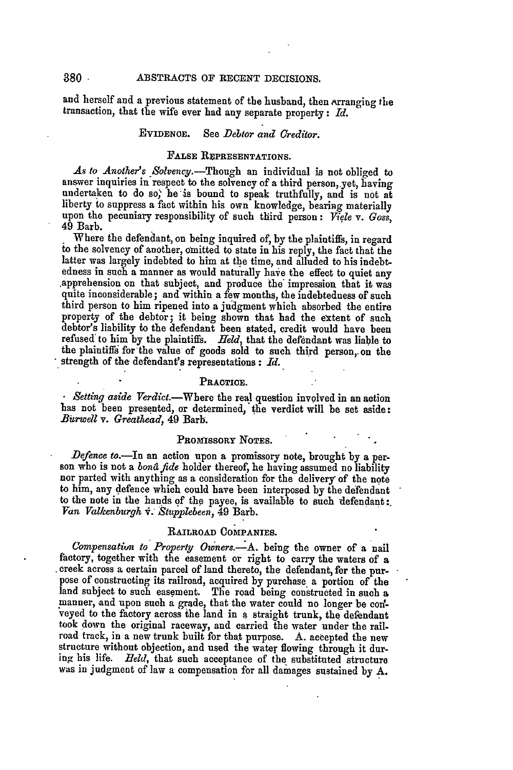and herself and a previous statement of the husband, then arranging the transaction, that the wife ever had any separate property: *Id.*

### EVIDENCE. See *Debtor and Creditor.*

### FALSE REPRESENTATIONS.

*As to Another's Solvency.*—Though an individual is not obliged to answer inquiries in respect to the solvency of a third person, yet, having undertaken to do so, he is bound to speak truthfully, and is not at liberty to suppress a fact within his own knowledge, bearing materially upon the pecuniary responsibility of such third person: *Viele* v. *Goss*, 49 Barb.

Where the defendant, on being inquired of, by the plaintiffs, in regard to the solvency of another, omitted to state in his reply, the fact that the latter was largely indebted to him at the time, and alluded to his indebtedness in such a manner as would naturally have the effect to quiet any apprehension on that subject, and produce the impression that it was quite inconsiderable; and within a few months, the indebtedness of such third person to him ripened into a judgment which absorbed the entire property of the debtor; it being shown that had the extent of such debtor's liability to the defendant been stated, credit would have been refused to him by the plaintiffs. *Held*, that the defendant was liable to the plaintiffs for the value of goods sold to such third person, on the strength of the defendant's representations: *Id.*

### PRACTICE.

*Setting aside Verdict.*—Where the real question involved in an action has not been presented, or determined, the verdict will be set aside: *Burwell* v. *Greathead*, 49 Barb.

### PROMISSORY NOTES.

*Defence to.*—In an action upon a promissory note, brought by a person who is not a *bonâ fide* holder thereof, he having assumed no liability nor parted with anything as a consideration for the delivery of the note to him, any defence which could have been interposed by the defendant to the note in the hands of the payee, is available to such defendant: *Van Valkenburgh* v. *Stupplebeen*, 49 Barb.

### RAILROAD COMPANIES.

*Compensation to Property Owners.*—A. being the owner of a nail factory, together with the easement or right to carry the waters of a creek across a certain parcel of land thereto, the defendant, for the purpose of constructing its railroad, acquired by purchase a portion of the land subject to such easement. The road being constructed in such a manner, and upon such a grade, that the water could no longer be conveyed to the factory across the land in a straight trunk, the defendant took down the original raceway, and carried the water under the railroad track, in a new trunk built for that purpose. A. accepted the new structure without objection, and used the water flowing through it during his life. *Held*, that such acceptance of the substituted structure was in judgment of law a compensation for all damages sustained by A.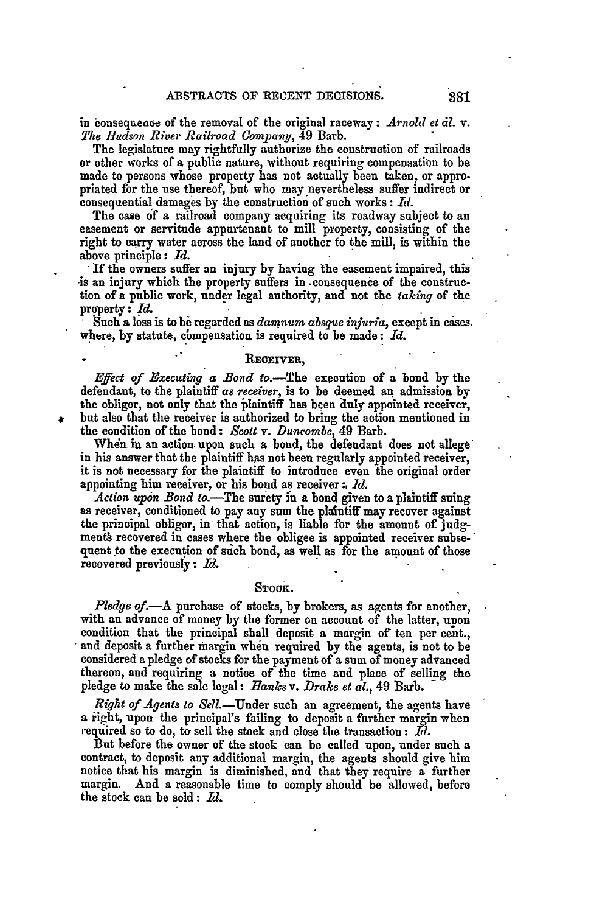in consequence of the removal of the original raceway: *Arnold et al.* v. *The Hudson River Railroad Company*, 49 Barb.

The legislature may rightfully authorize the construction of railroads or other works of a public nature, without requiring compensation to be made to persons whose property has not actually been taken, or appropriated for the use thereof, but who may nevertheless suffer indirect or consequential damages by the construction of such works: *Id.*

The case of a railroad company acquiring its roadway subject to an easement or servitude appurtenant to mill property, consisting of the right to carry water across the land of another to the mill, is within the above principle: *Id.*

If the owners suffer an injury by having the easement impaired, this is an injury which the property suffers in consequence of the construction of a public work, under legal authority, and not the *taking* of the property: *Id.*

Such a loss is to be regarded as *damnum absque injuria*, except in cases where, by statute, compensation is required to be made: *Id.*

## RECEIVER,

*Effect of Executing a Bond to.*—The execution of a bond by the defendant, to the plaintiff *as receiver*, is to be deemed an admission by the obligor, not only that the plaintiff has been duly appointed receiver, but also that the receiver is authorized to bring the action mentioned in the condition of the bond: *Scott* v. *Duncombe*, 49 Barb.

When in an action upon such a bond, the defendant does not allege in his answer that the plaintiff has not been regularly appointed receiver, it is not necessary for the plaintiff to introduce even the original order appointing him receiver, or his bond as receiver: *Id.*

*Action upon Bond to.*—The surety in a bond given to a plaintiff suing as receiver, conditioned to pay any sum the plaintiff may recover against the principal obligor, in that action, is liable for the amount of judgments recovered in cases where the obligee is appointed receiver subsequent to the execution of such bond, as well as for the amount of those recovered previously: *Id.*

## STOCK.

*Pledge of.*—A purchase of stocks, by brokers, as agents for another, with an advance of money by the former on account of the latter, upon condition that the principal shall deposit a margin of ten per cent., and deposit a further margin when required by the agents, is not to be considered a pledge of stocks for the payment of a sum of money advanced thereon, and requiring a notice of the time and place of selling the pledge to make the sale legal: *Hanks* v. *Drake et al.*, 49 Barb.

*Right of Agents to Sell.*—Under such an agreement, the agents have a right, upon the principal's failing to deposit a further margin when required so to do, to sell the stock and close the transaction: *Id.*

But before the owner of the stock can be called upon, under such a contract, to deposit any additional margin, the agents should give him notice that his margin is diminished, and that they require a further margin. And a reasonable time to comply should be allowed, before the stock can be sold: *Id.*